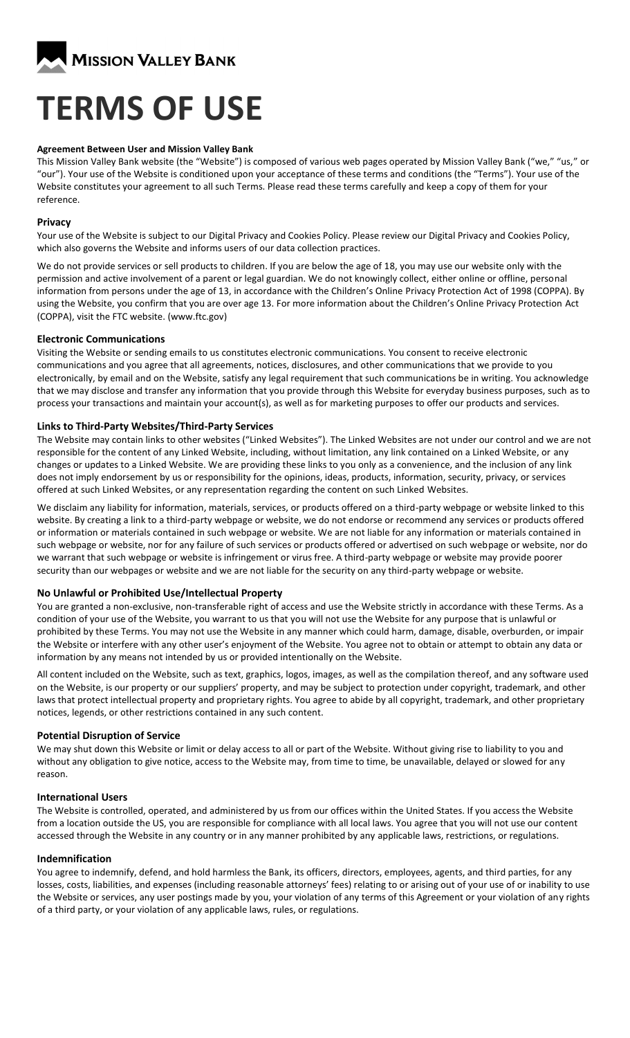**Mission Valley Bank**

# TERMS OF USE

**Agreement Between User and Mission Valley Bank**

This Mission Valley Bank website (the "Website") is composed of various web pages operated by Mission Valley Bank ("we," "us," or "our"). Your use of the Website is conditioned upon your acceptance of these terms and conditions (the "Terms"). Your use of the Website constitutes your agreement to all such Terms. Please read these terms carefully and keep a copy of them for your reference.

## Privacy

Your use of the Website is subject to our Digital Privacy and Cookies Policy. Please review our Digital Privacy and Cookies Policy, which also governs the Website and informs users of our data collection practices.

We do not provide services or sell products to children. If you are below the age of 18, you may use our website only with the permission and active involvement of a parent or legal guardian. We do not knowingly collect, either online or offline, personal information from persons under the age of 13, in accordance with the Children's Online Privacy Protection Act of 1998 (COPPA). By using the Website, you confirm that you are over age 13. For more information about the Children's Online Privacy Protection Act (COPPA), visit the FTC website. (www.ftc.gov)

## Electronic Communications

Visiting the Website or sending emails to us constitutes electronic communications. You consent to receive electronic communications and you agree that all agreements, notices, disclosures, and other communications that we provide to you electronically, by email and on the Website, satisfy any legal requirement that such communications be in writing. You acknowledge that we may disclose and transfer any information that you provide through this Website for everyday business purposes, such as to process your transactions and maintain your account(s), as well as for marketing purposes to offer our products and services.

## Links to Third-Party Websites/Third-Party Services

The Website may contain links to other websites ("Linked Websites"). The Linked Websites are not under our control and we are not responsible for the content of any Linked Website, including, without limitation, any link contained on a Linked Website, or any changes or updates to a Linked Website. We are providing these links to you only as a convenience, and the inclusion of any link does not imply endorsement by us or responsibility for the opinions, ideas, products, information, security, privacy, or services offered at such Linked Websites, or any representation regarding the content on such Linked Websites.

We disclaim any liability for information, materials, services, or products offered on a third-party webpage or website linked to this website. By creating a link to a third-party webpage or website, we do not endorse or recommend any services or products offered or information or materials contained in such webpage or website. We are not liable for any information or materials contained in such webpage or website, nor for any failure of such services or products offered or advertised on such webpage or website, nor do we warrant that such webpage or website is infringement or virus free. A third-party webpage or website may provide poorer security than our webpages or website and we are not liable for the security on any third-party webpage or website.

## No Unlawful or Prohibited Use/Intellectual Property

You are granted a non-exclusive, non-transferable right of access and use the Website strictly in accordance with these Terms. As a condition of your use of the Website, you warrant to us that you will not use the Website for any purpose that is unlawful or prohibited by these Terms. You may not use the Website in any manner which could harm, damage, disable, overburden, or impair the Website or interfere with any other user's enjoyment of the Website. You agree not to obtain or attempt to obtain any data or information by any means not intended by us or provided intentionally on the Website.

All content included on the Website, such as text, graphics, logos, images, as well as the compilation thereof, and any software used on the Website, is our property or our suppliers' property, and may be subject to protection under copyright, trademark, and other laws that protect intellectual property and proprietary rights. You agree to abide by all copyright, trademark, and other proprietary notices, legends, or other restrictions contained in any such content.

## Potential Disruption of Service

We may shut down this Website or limit or delay access to all or part of the Website. Without giving rise to liability to you and without any obligation to give notice, access to the Website may, from time to time, be unavailable, delayed or slowed for any reason.

## International Users

The Website is controlled, operated, and administered by us from our offices within the United States. If you access the Website from a location outside the US, you are responsible for compliance with all local laws. You agree that you will not use our content accessed through the Website in any country or in any manner prohibited by any applicable laws, restrictions, or regulations.

## Indemnification

You agree to indemnify, defend, and hold harmless the Bank, its officers, directors, employees, agents, and third parties, for any losses, costs, liabilities, and expenses (including reasonable attorneys' fees) relating to or arising out of your use of or inability to use the Website or services, any user postings made by you, your violation of any terms of this Agreement or your violation of any rights of a third party, or your violation of any applicable laws, rules, or regulations.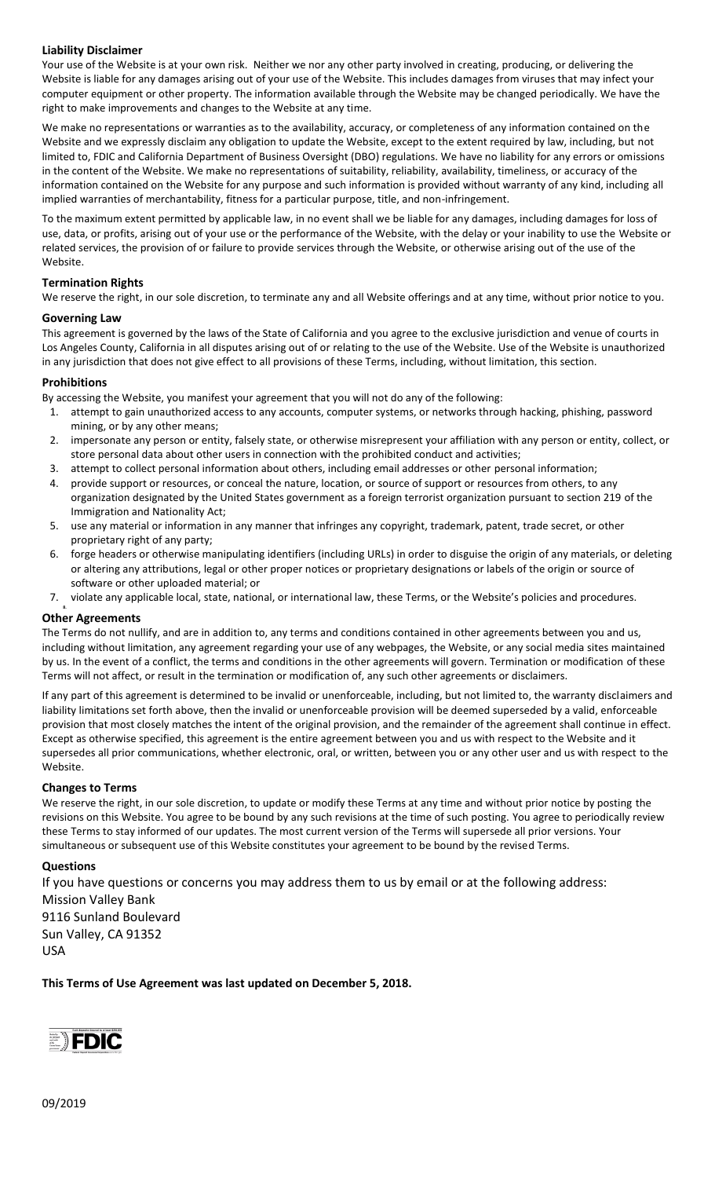**Liability Disclaimer**

Your use of the Website is at your own risk. Neither we nor any other party involved in creating, producing, or delivering the Website is liable for any damages arising out of your use of the Website. This includes damages from viruses that may infect your computer equipment or other property. The information available through the Website may be changed periodically. We have the right to make improvements and changes to the Website at any time.

We make no representations or warranties as to the availability, accuracy, or completeness of any information contained on the Website and we expressly disclaim any obligation to update the Website, except to the extent required by law, including, but not limited to, FDIC and California Department of Business Oversight (DBO) regulations. We have no liability for any errors or omissions in the content of the Website. We make no representations of suitability, reliability, availability, timeliness, or accuracy of the information contained on the Website for any purpose and such information is provided without warranty of any kind, including all implied warranties of merchantability, fitness for a particular purpose, title, and non-infringement.

To the maximum extent permitted by applicable law, in no event shall we be liable for any damages, including damages for loss of use, data, or profits, arising out of your use or the performance of the Website, with the delay or your inability to use the Website or related services, the provision of or failure to provide services through the Website, or otherwise arising out of the use of the Website.

**Termination Rights**

We reserve the right, in our sole discretion, to terminate any and all Website offerings and at any time, without prior notice to you.

**Governing Law**

This agreement is governed by the laws of the State of California and you agree to the exclusive jurisdiction and venue of courts in Los Angeles County, California in all disputes arising out of or relating to the use of the Website. Use of the Website is unauthorized in any jurisdiction that does not give effect to all provisions of these Terms, including, without limitation, this section.

**Prohibitions**

By accessing the Website, you manifest your agreement that you will not do any of the following:

1. attempt to gain unauthorized access to any accounts, computer systems, or networks through hacking, phishing, password mining, or by any other means;
2. impersonate any person or entity, falsely state, or otherwise misrepresent your affiliation with any person or entity, collect, or store personal data about other users in connection with the prohibited conduct and activities;
3. attempt to collect personal information about others, including email addresses or other personal information;
4. provide support or resources, or conceal the nature, location, or source of support or resources from others, to any organization designated by the United States government as a foreign terrorist organization pursuant to section 219 of the Immigration and Nationality Act;
5. use any material or information in any manner that infringes any copyright, trademark, patent, trade secret, or other proprietary right of any party;
6. forge headers or otherwise manipulating identifiers (including URLs) in order to disguise the origin of any materials, or deleting or altering any attributions, legal or other proper notices or proprietary designations or labels of the origin or source of software or other uploaded material; or
7. violate any applicable local, state, national, or international law, these Terms, or the Website's policies and procedures.

**Other Agreements**

The Terms do not nullify, and are in addition to, any terms and conditions contained in other agreements between you and us, including without limitation, any agreement regarding your use of any webpages, the Website, or any social media sites maintained by us. In the event of a conflict, the terms and conditions in the other agreements will govern. Termination or modification of these Terms will not affect, or result in the termination or modification of, any such other agreements or disclaimers.

If any part of this agreement is determined to be invalid or unenforceable, including, but not limited to, the warranty disclaimers and liability limitations set forth above, then the invalid or unenforceable provision will be deemed superseded by a valid, enforceable provision that most closely matches the intent of the original provision, and the remainder of the agreement shall continue in effect. Except as otherwise specified, this agreement is the entire agreement between you and us with respect to the Website and it supersedes all prior communications, whether electronic, oral, or written, between you or any other user and us with respect to the Website.

**Changes to Terms**

We reserve the right, in our sole discretion, to update or modify these Terms at any time and without prior notice by posting the revisions on this Website. You agree to be bound by any such revisions at the time of such posting. You agree to periodically review these Terms to stay informed of our updates. The most current version of the Terms will supersede all prior versions. Your simultaneous or subsequent use of this Website constitutes your agreement to be bound by the revised Terms.

**Questions**

If you have questions or concerns you may address them to us by email or at the following address:
Mission Valley Bank
9116 Sunland Boulevard
Sun Valley, CA 91352
USA

**This Terms of Use Agreement was last updated on December 5, 2018.**

FDIC

09/2019